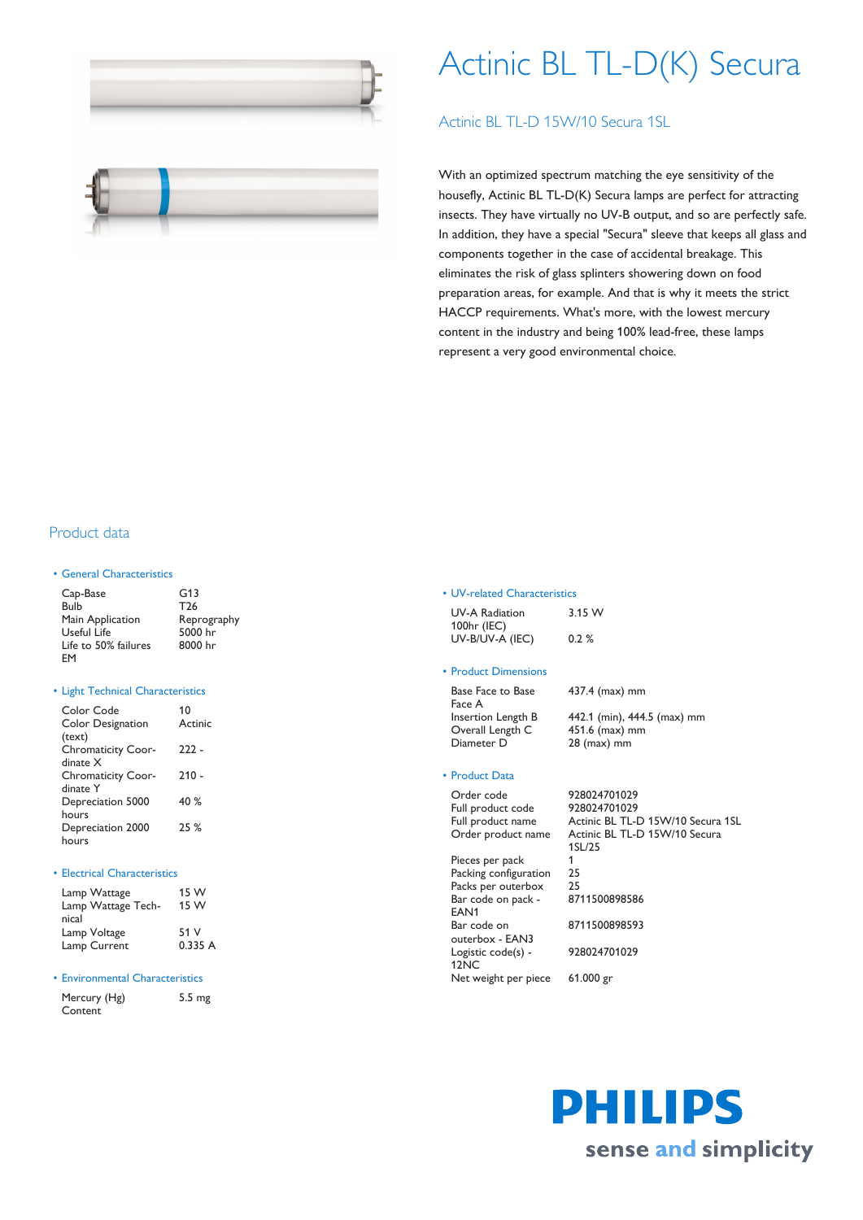# Actinic BL TL-D(K) Secura

## Actinic BL TL-D 15W/10 Secura 1SL

With an optimized spectrum matching the eye sensitivity of the housefly, Actinic BL TL-D(K) Secura lamps are perfect for attracting insects. They have virtually no UV-B output, and so are perfectly safe. In addition, they have a special "Secura" sleeve that keeps all glass and components together in the case of accidental breakage. This eliminates the risk of glass splinters showering down on food preparation areas, for example. And that is why it meets the strict HACCP requirements. What's more, with the lowest mercury content in the industry and being 100% lead-free, these lamps represent a very good environmental choice.

## Product data

### • General Characteristics

| | |
|---|---|
| Cap-Base | G13 |
| Bulb | T26 |
| Main Application | Reprography |
| Useful Life | 5000 hr |
| Life to 50% failures EM | 8000 hr |

### • Light Technical Characteristics

| | |
|---|---|
| Color Code | 10 |
| Color Designation (text) | Actinic |
| Chromaticity Coordinate X | 222 - |
| Chromaticity Coordinate Y | 210 - |
| Depreciation 5000 hours | 40 % |
| Depreciation 2000 hours | 25 % |

### • Electrical Characteristics

| | |
|---|---|
| Lamp Wattage | 15 W |
| Lamp Wattage Technical | 15 W |
| Lamp Voltage | 51 V |
| Lamp Current | 0.335 A |

### • Environmental Characteristics

| | |
|---|---|
| Mercury (Hg) Content | 5.5 mg |

### • UV-related Characteristics

| | |
|---|---|
| UV-A Radiation 100hr (IEC) | 3.15 W |
| UV-B/UV-A (IEC) | 0.2 % |

### • Product Dimensions

| | |
|---|---|
| Base Face to Base Face A | 437.4 (max) mm |
| Insertion Length B | 442.1 (min), 444.5 (max) mm |
| Overall Length C | 451.6 (max) mm |
| Diameter D | 28 (max) mm |

### • Product Data

| | |
|---|---|
| Order code | 928024701029 |
| Full product code | 928024701029 |
| Full product name | Actinic BL TL-D 15W/10 Secura 1SL |
| Order product name | Actinic BL TL-D 15W/10 Secura 1SL/25 |
| Pieces per pack | 1 |
| Packing configuration | 25 |
| Packs per outerbox | 25 |
| Bar code on pack - EAN1 | 8711500898586 |
| Bar code on outerbox - EAN3 | 8711500898593 |
| Logistic code(s) - 12NC | 928024701029 |
| Net weight per piece | 61.000 gr |

PHILIPS

sense and simplicity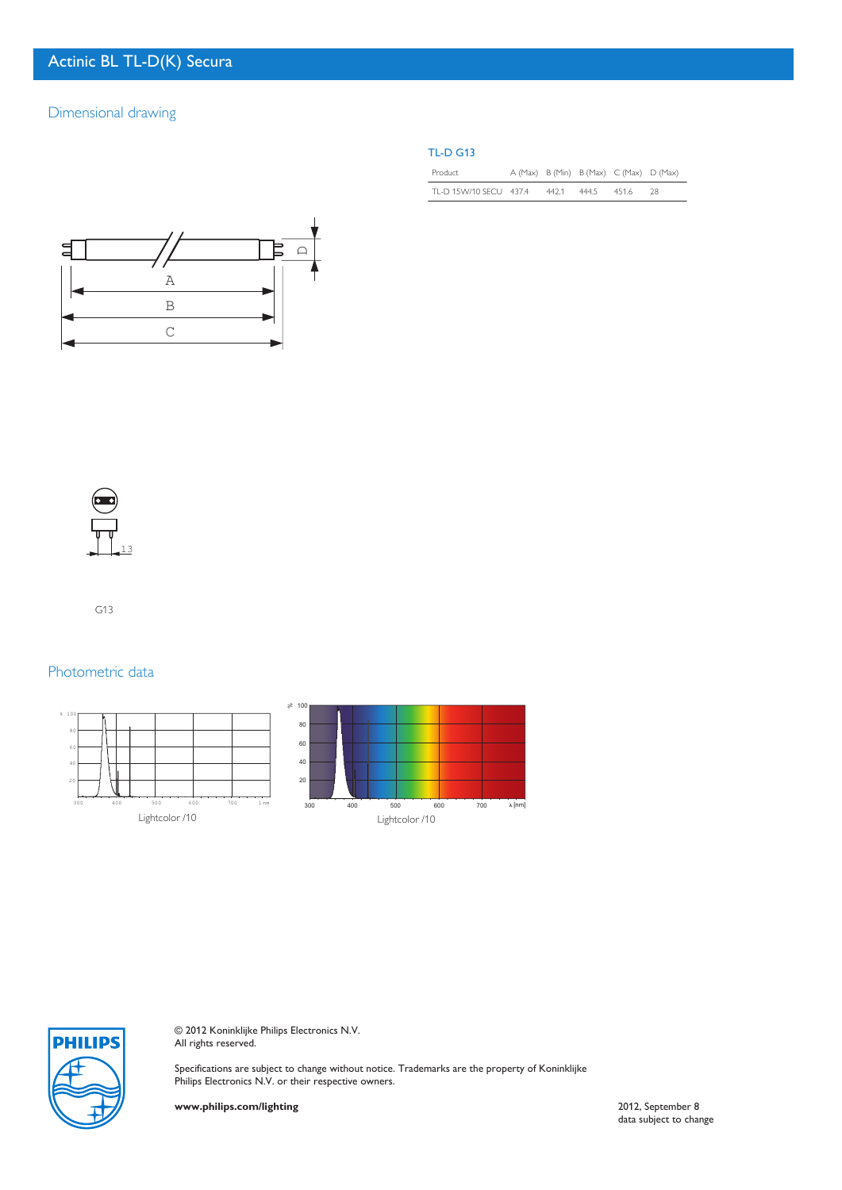# Actinic BL TL-D(K) Secura

## Dimensional drawing

### TL-D G13

| Product | A (Max) | B (Min) | B (Max) | C (Max) | D (Max) |
|---|---|---|---|---|---|
| TL-D 15W/10 SECU | 437.4 | 442.1 | 444.5 | 451.6 | 28 |

A
B
C
D

13

G13

## Photometric data

% 100
80
60
40
20
300
400
500
600
700
λ nm

Lightcolor /10

% 100
80
60
40
20
300
400
500
600
700
λ [nm]

Lightcolor /10

© 2012 Koninklijke Philips Electronics N.V.
All rights reserved.

Specifications are subject to change without notice. Trademarks are the property of Koninklijke Philips Electronics N.V. or their respective owners.

**www.philips.com/lighting**

2012, September 8
data subject to change